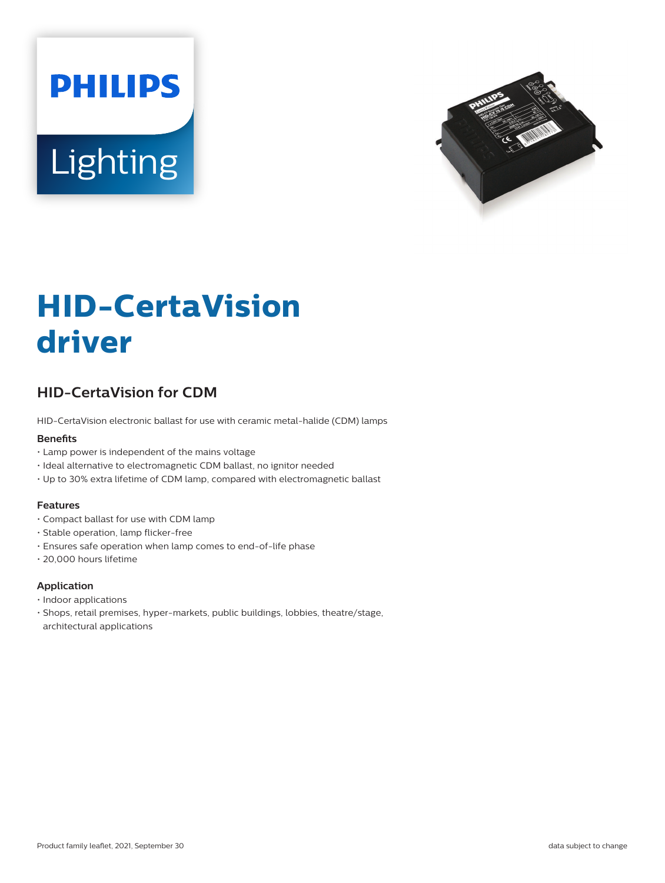# HID-CertaVision driver

## HID-CertaVision for CDM

HID-CertaVision electronic ballast for use with ceramic metal-halide (CDM) lamps

### Benefits

- Lamp power is independent of the mains voltage
- Ideal alternative to electromagnetic CDM ballast, no ignitor needed
- Up to 30% extra lifetime of CDM lamp, compared with electromagnetic ballast

### Features

- Compact ballast for use with CDM lamp
- Stable operation, lamp flicker-free
- Ensures safe operation when lamp comes to end-of-life phase
- 20,000 hours lifetime

### Application

- Indoor applications
- Shops, retail premises, hyper-markets, public buildings, lobbies, theatre/stage, architectural applications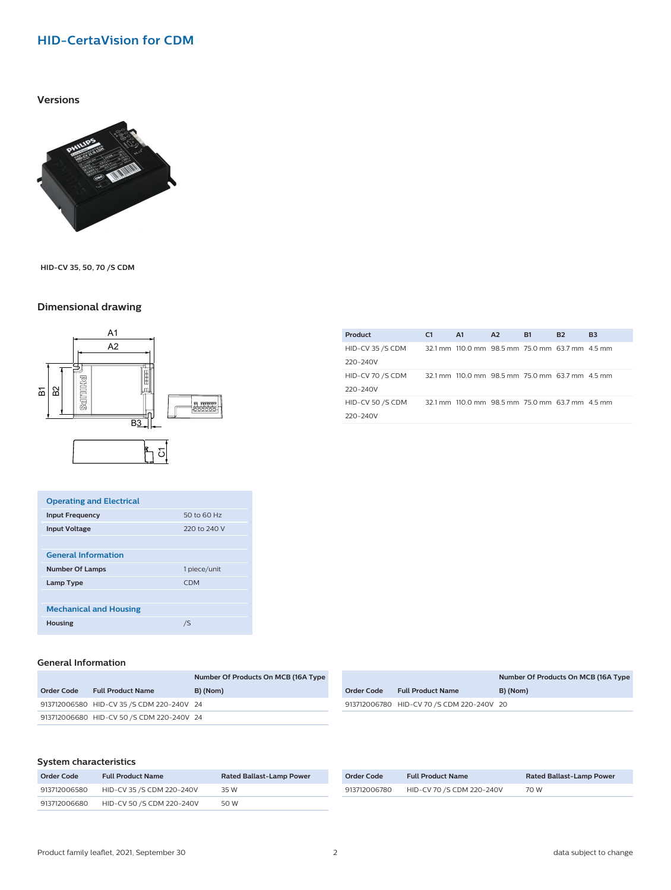# HID-CertaVision for CDM

## Versions

HID-CV 35, 50, 70 /S CDM

## Dimensional drawing

| Product | C1 | A1 | A2 | B1 | B2 | B3 |
|---|---|---|---|---|---|---|
| HID-CV 35 /S CDM 220-240V | 32.1 mm | 110.0 mm | 98.5 mm | 75.0 mm | 63.7 mm | 4.5 mm |
| HID-CV 70 /S CDM 220-240V | 32.1 mm | 110.0 mm | 98.5 mm | 75.0 mm | 63.7 mm | 4.5 mm |
| HID-CV 50 /S CDM 220-240V | 32.1 mm | 110.0 mm | 98.5 mm | 75.0 mm | 63.7 mm | 4.5 mm |

| Operating and Electrical | |
|---|---|
| **Input Frequency** | 50 to 60 Hz |
| **Input Voltage** | 220 to 240 V |

| General Information | |
|---|---|
| **Number Of Lamps** | 1 piece/unit |
| **Lamp Type** | CDM |

| Mechanical and Housing | |
|---|---|
| **Housing** | /S |

## General Information

| Order Code | Full Product Name | Number Of Products On MCB (16A Type B) (Nom) |
|---|---|---|
| 913712006580 | HID-CV 35 /S CDM 220-240V | 24 |
| 913712006680 | HID-CV 50 /S CDM 220-240V | 24 |
| 913712006780 | HID-CV 70 /S CDM 220-240V | 20 |

## System characteristics

| Order Code | Full Product Name | Rated Ballast-Lamp Power |
|---|---|---|
| 913712006580 | HID-CV 35 /S CDM 220-240V | 35 W |
| 913712006680 | HID-CV 50 /S CDM 220-240V | 50 W |
| 913712006780 | HID-CV 70 /S CDM 220-240V | 70 W |

Product family leaflet, 2021, September 30

data subject to change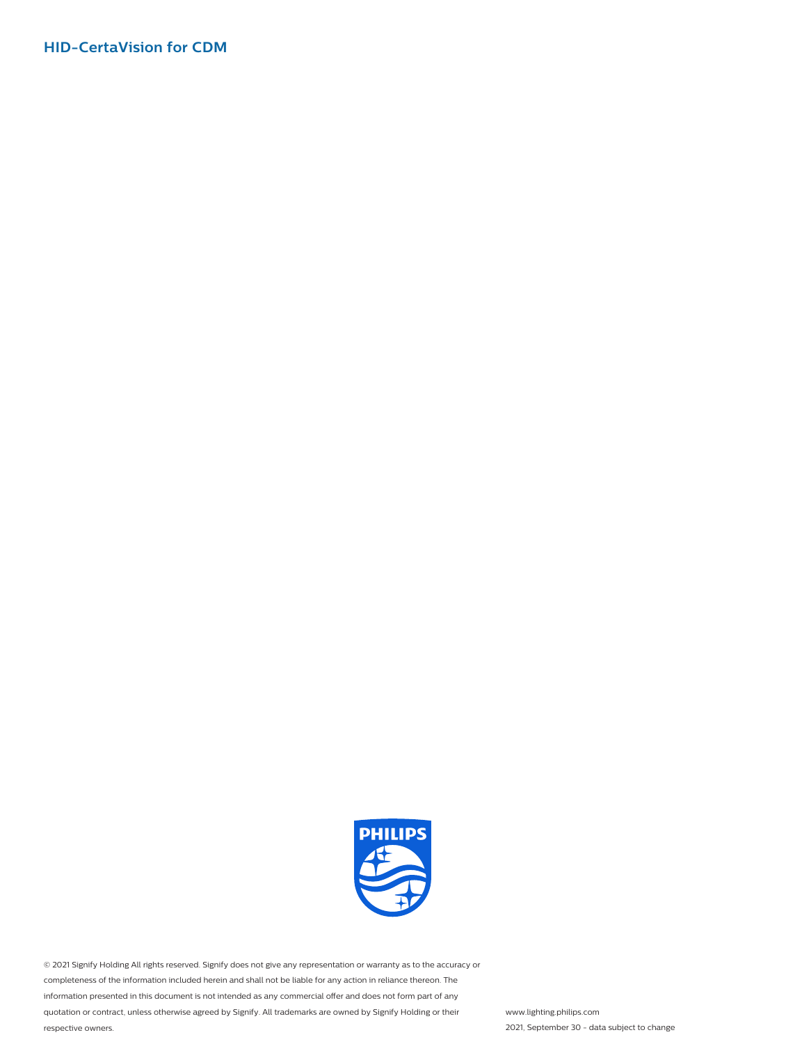© 2021 Signify Holding All rights reserved. Signify does not give any representation or warranty as to the accuracy or completeness of the information included herein and shall not be liable for any action in reliance thereon. The information presented in this document is not intended as any commercial offer and does not form part of any quotation or contract, unless otherwise agreed by Signify. All trademarks are owned by Signify Holding or their respective owners.